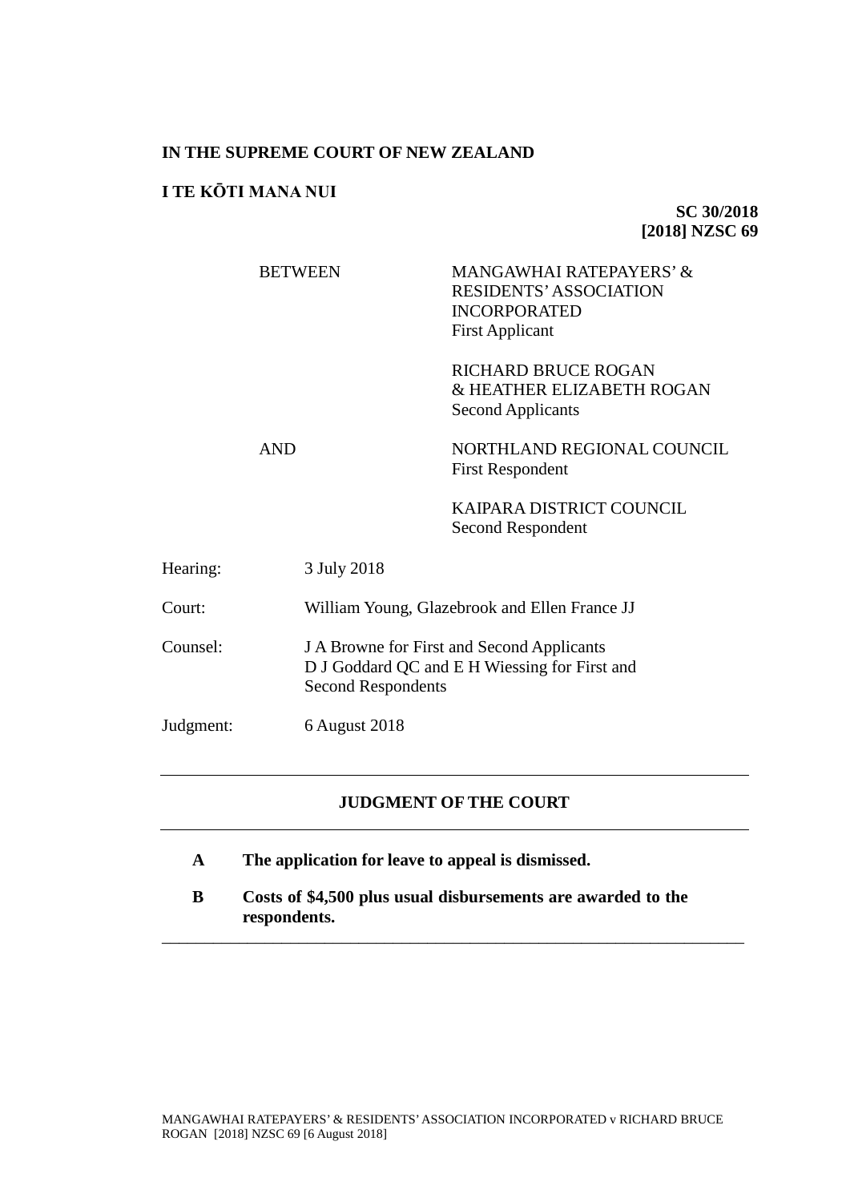**IN THE SUPREME COURT OF NEW ZEALAND**

**I TE KŌTI MANA NUI**

**SC 30/2018**
**[2018] NZSC 69**

| | |
|---|---|
| BETWEEN | MANGAWHAI RATEPAYERS' & RESIDENTS' ASSOCIATION INCORPORATED<br>First Applicant |
| | RICHARD BRUCE ROGAN & HEATHER ELIZABETH ROGAN<br>Second Applicants |
| AND | NORTHLAND REGIONAL COUNCIL<br>First Respondent |
| | KAIPARA DISTRICT COUNCIL<br>Second Respondent |

| | |
|---|---|
| Hearing: | 3 July 2018 |
| Court: | William Young, Glazebrook and Ellen France JJ |
| Counsel: | J A Browne for First and Second Applicants<br>D J Goddard QC and E H Wiessing for First and Second Respondents |
| Judgment: | 6 August 2018 |

---

**JUDGMENT OF THE COURT**

---

**A The application for leave to appeal is dismissed.**

**B Costs of $4,500 plus usual disbursements are awarded to the respondents.**

---

MANGAWHAI RATEPAYERS' & RESIDENTS' ASSOCIATION INCORPORATED v RICHARD BRUCE ROGAN [2018] NZSC 69 [6 August 2018]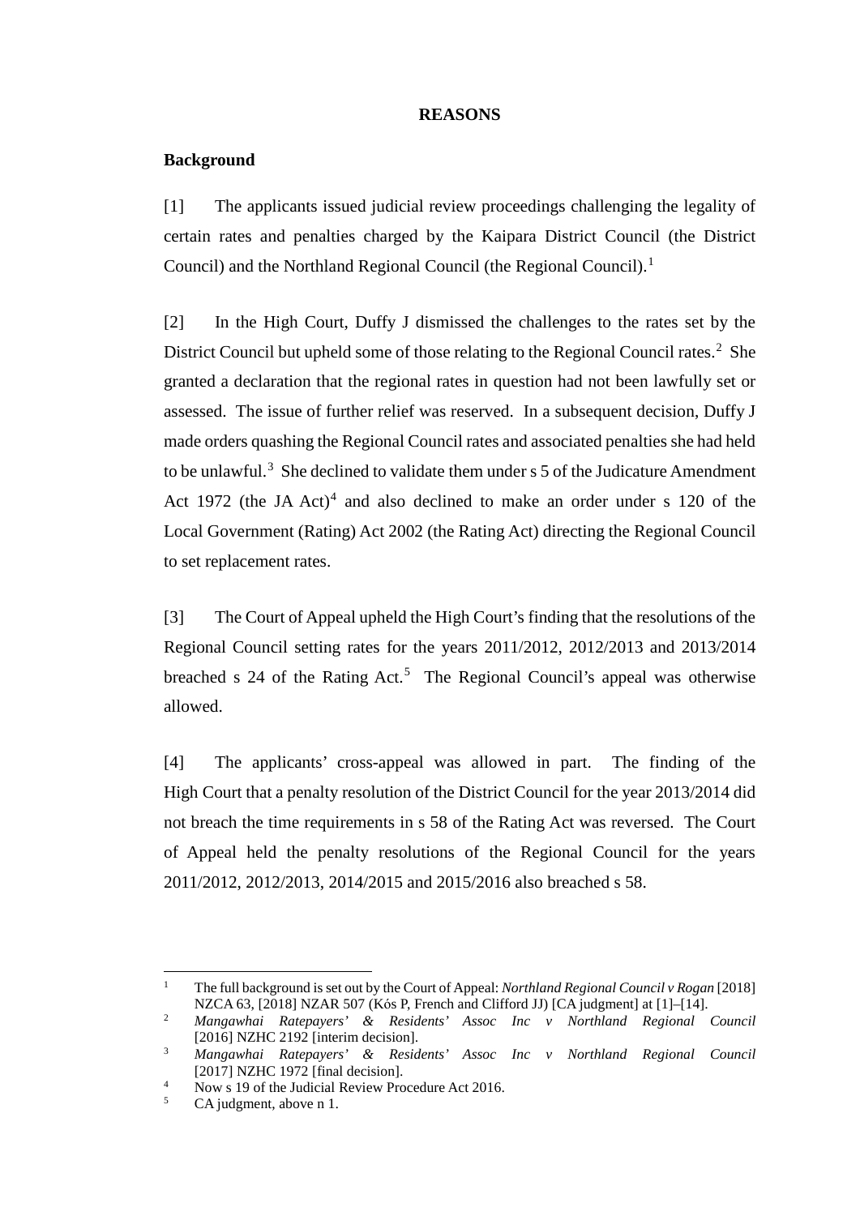**REASONS**

**Background**

[1] The applicants issued judicial review proceedings challenging the legality of certain rates and penalties charged by the Kaipara District Council (the District Council) and the Northland Regional Council (the Regional Council).[1]

[2] In the High Court, Duffy J dismissed the challenges to the rates set by the District Council but upheld some of those relating to the Regional Council rates.[2] She granted a declaration that the regional rates in question had not been lawfully set or assessed. The issue of further relief was reserved. In a subsequent decision, Duffy J made orders quashing the Regional Council rates and associated penalties she had held to be unlawful.[3] She declined to validate them under s 5 of the Judicature Amendment Act 1972 (the JA Act)[4] and also declined to make an order under s 120 of the Local Government (Rating) Act 2002 (the Rating Act) directing the Regional Council to set replacement rates.

[3] The Court of Appeal upheld the High Court's finding that the resolutions of the Regional Council setting rates for the years 2011/2012, 2012/2013 and 2013/2014 breached s 24 of the Rating Act.[5] The Regional Council's appeal was otherwise allowed.

[4] The applicants' cross-appeal was allowed in part. The finding of the High Court that a penalty resolution of the District Council for the year 2013/2014 did not breach the time requirements in s 58 of the Rating Act was reversed. The Court of Appeal held the penalty resolutions of the Regional Council for the years 2011/2012, 2012/2013, 2014/2015 and 2015/2016 also breached s 58.

---

[1] The full background is set out by the Court of Appeal: *Northland Regional Council v Rogan* [2018] NZCA 63, [2018] NZAR 507 (Kós P, French and Clifford JJ) [CA judgment] at [1]–[14].

[2] *Mangawhai Ratepayers' & Residents' Assoc Inc v Northland Regional Council* [2016] NZHC 2192 [interim decision].

[3] *Mangawhai Ratepayers' & Residents' Assoc Inc v Northland Regional Council* [2017] NZHC 1972 [final decision].

[4] Now s 19 of the Judicial Review Procedure Act 2016.

[5] CA judgment, above n 1.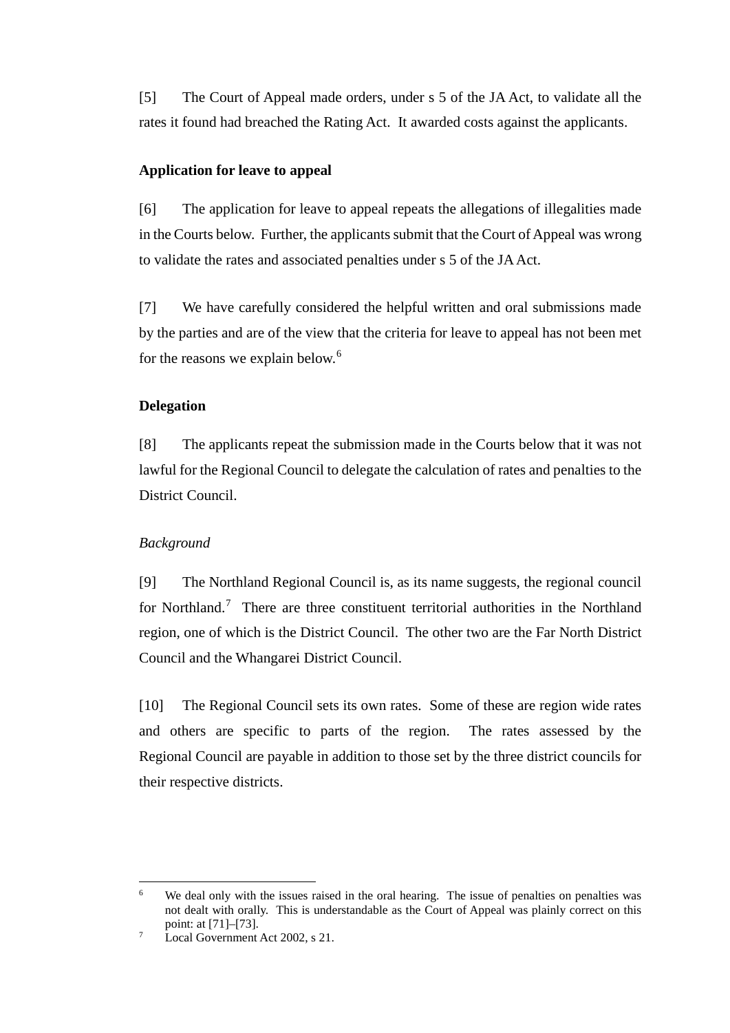[5] The Court of Appeal made orders, under s 5 of the JA Act, to validate all the rates it found had breached the Rating Act. It awarded costs against the applicants.

**Application for leave to appeal**

[6] The application for leave to appeal repeats the allegations of illegalities made in the Courts below. Further, the applicants submit that the Court of Appeal was wrong to validate the rates and associated penalties under s 5 of the JA Act.

[7] We have carefully considered the helpful written and oral submissions made by the parties and are of the view that the criteria for leave to appeal has not been met for the reasons we explain below.[6]

**Delegation**

[8] The applicants repeat the submission made in the Courts below that it was not lawful for the Regional Council to delegate the calculation of rates and penalties to the District Council.

*Background*

[9] The Northland Regional Council is, as its name suggests, the regional council for Northland.[7] There are three constituent territorial authorities in the Northland region, one of which is the District Council. The other two are the Far North District Council and the Whangarei District Council.

[10] The Regional Council sets its own rates. Some of these are region wide rates and others are specific to parts of the region. The rates assessed by the Regional Council are payable in addition to those set by the three district councils for their respective districts.

---

[6] We deal only with the issues raised in the oral hearing. The issue of penalties on penalties was not dealt with orally. This is understandable as the Court of Appeal was plainly correct on this point: at [71]–[73].

[7] Local Government Act 2002, s 21.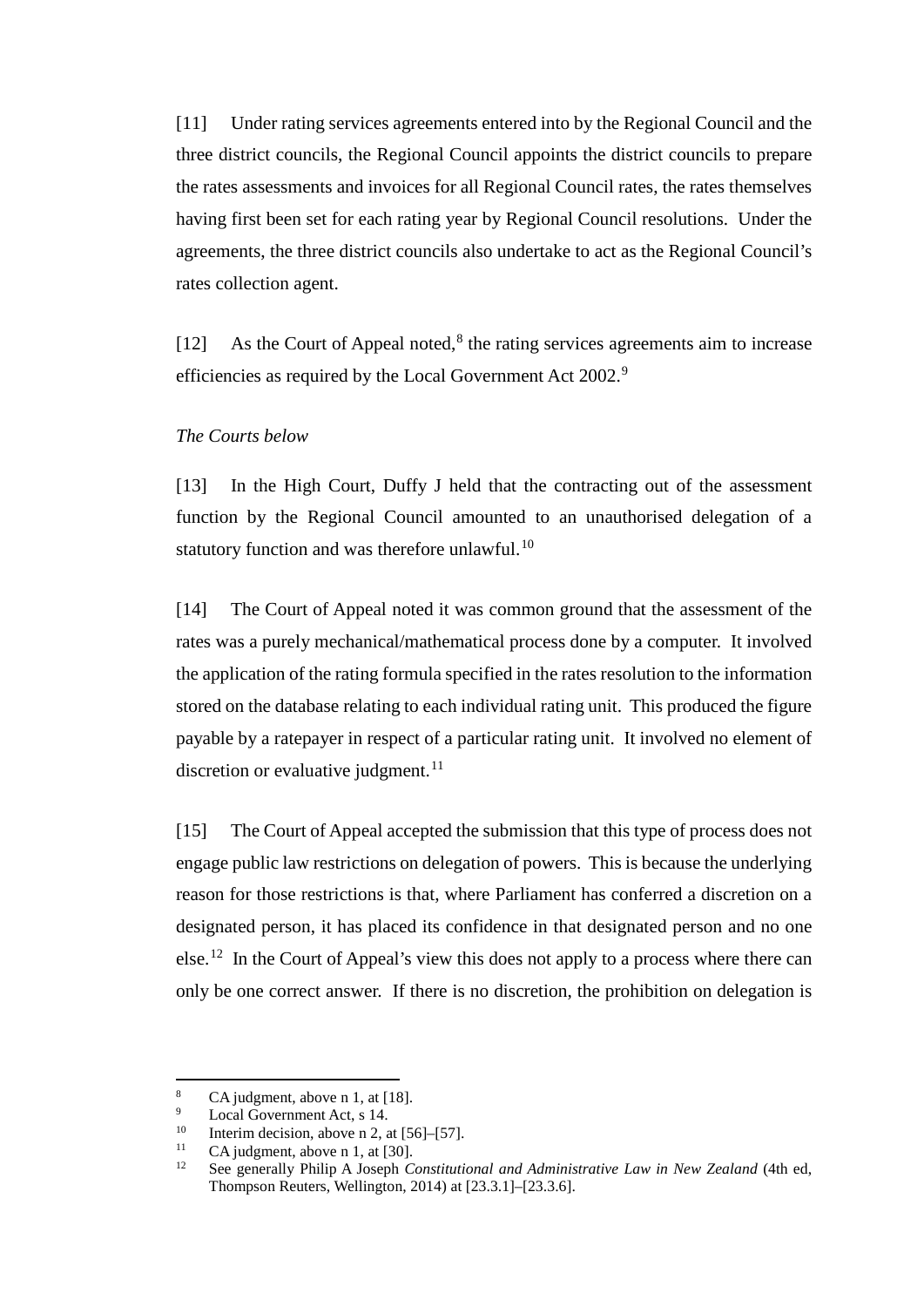[11] Under rating services agreements entered into by the Regional Council and the three district councils, the Regional Council appoints the district councils to prepare the rates assessments and invoices for all Regional Council rates, the rates themselves having first been set for each rating year by Regional Council resolutions. Under the agreements, the three district councils also undertake to act as the Regional Council's rates collection agent.

[12] As the Court of Appeal noted,[8] the rating services agreements aim to increase efficiencies as required by the Local Government Act 2002.[9]

*The Courts below*

[13] In the High Court, Duffy J held that the contracting out of the assessment function by the Regional Council amounted to an unauthorised delegation of a statutory function and was therefore unlawful.[10]

[14] The Court of Appeal noted it was common ground that the assessment of the rates was a purely mechanical/mathematical process done by a computer. It involved the application of the rating formula specified in the rates resolution to the information stored on the database relating to each individual rating unit. This produced the figure payable by a ratepayer in respect of a particular rating unit. It involved no element of discretion or evaluative judgment.[11]

[15] The Court of Appeal accepted the submission that this type of process does not engage public law restrictions on delegation of powers. This is because the underlying reason for those restrictions is that, where Parliament has conferred a discretion on a designated person, it has placed its confidence in that designated person and no one else.[12] In the Court of Appeal's view this does not apply to a process where there can only be one correct answer. If there is no discretion, the prohibition on delegation is

---

[8] CA judgment, above n 1, at [18].

[9] Local Government Act, s 14.

[10] Interim decision, above n 2, at [56]–[57].

[11] CA judgment, above n 1, at [30].

[12] See generally Philip A Joseph *Constitutional and Administrative Law in New Zealand* (4th ed, Thompson Reuters, Wellington, 2014) at [23.3.1]–[23.3.6].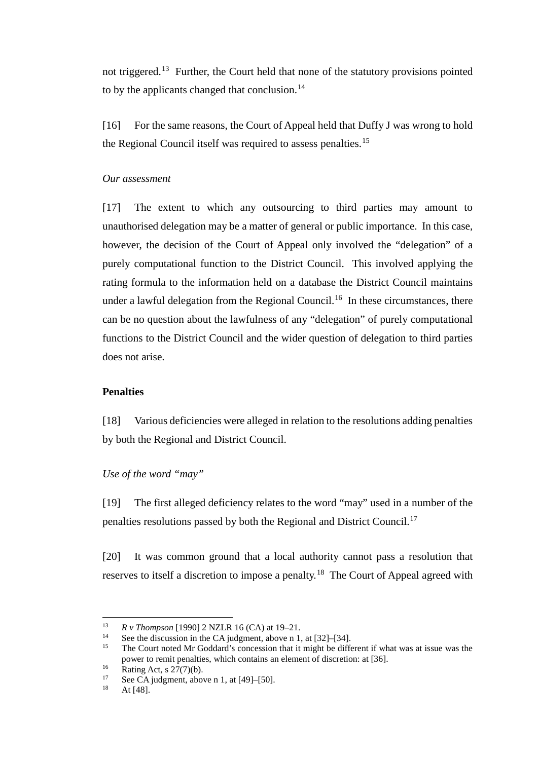not triggered.[13] Further, the Court held that none of the statutory provisions pointed to by the applicants changed that conclusion.[14]

[16] For the same reasons, the Court of Appeal held that Duffy J was wrong to hold the Regional Council itself was required to assess penalties.[15]

*Our assessment*

[17] The extent to which any outsourcing to third parties may amount to unauthorised delegation may be a matter of general or public importance. In this case, however, the decision of the Court of Appeal only involved the "delegation" of a purely computational function to the District Council. This involved applying the rating formula to the information held on a database the District Council maintains under a lawful delegation from the Regional Council.[16] In these circumstances, there can be no question about the lawfulness of any "delegation" of purely computational functions to the District Council and the wider question of delegation to third parties does not arise.

**Penalties**

[18] Various deficiencies were alleged in relation to the resolutions adding penalties by both the Regional and District Council.

*Use of the word "may"*

[19] The first alleged deficiency relates to the word "may" used in a number of the penalties resolutions passed by both the Regional and District Council.[17]

[20] It was common ground that a local authority cannot pass a resolution that reserves to itself a discretion to impose a penalty.[18] The Court of Appeal agreed with

---

13 *R v Thompson* [1990] 2 NZLR 16 (CA) at 19–21.

14 See the discussion in the CA judgment, above n 1, at [32]–[34].

15 The Court noted Mr Goddard's concession that it might be different if what was at issue was the power to remit penalties, which contains an element of discretion: at [36].

16 Rating Act, s 27(7)(b).

17 See CA judgment, above n 1, at [49]–[50].

18 At [48].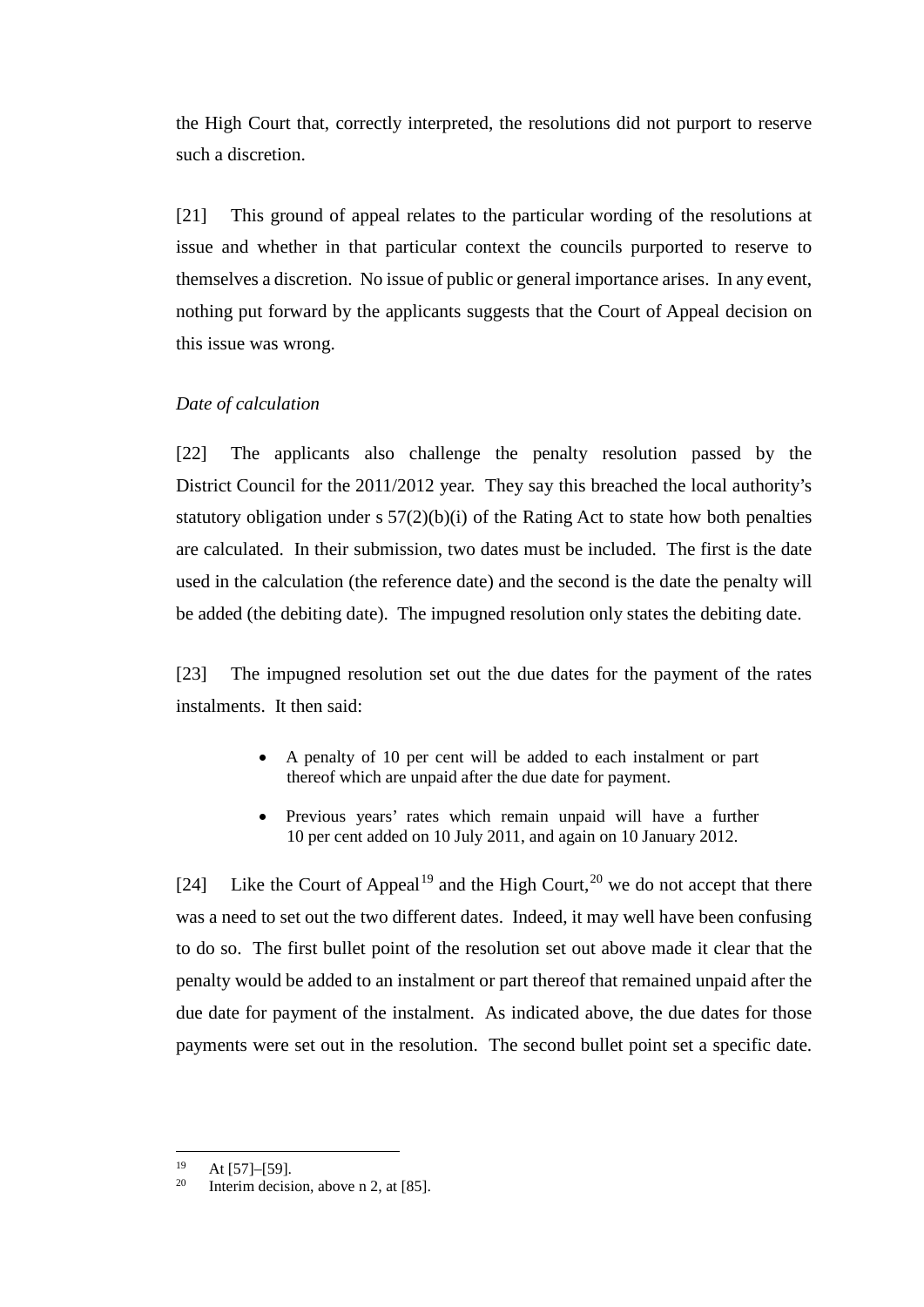the High Court that, correctly interpreted, the resolutions did not purport to reserve such a discretion.

[21] This ground of appeal relates to the particular wording of the resolutions at issue and whether in that particular context the councils purported to reserve to themselves a discretion. No issue of public or general importance arises. In any event, nothing put forward by the applicants suggests that the Court of Appeal decision on this issue was wrong.

*Date of calculation*

[22] The applicants also challenge the penalty resolution passed by the District Council for the 2011/2012 year. They say this breached the local authority's statutory obligation under s 57(2)(b)(i) of the Rating Act to state how both penalties are calculated. In their submission, two dates must be included. The first is the date used in the calculation (the reference date) and the second is the date the penalty will be added (the debiting date). The impugned resolution only states the debiting date.

[23] The impugned resolution set out the due dates for the payment of the rates instalments. It then said:

> - A penalty of 10 per cent will be added to each instalment or part thereof which are unpaid after the due date for payment.
>
> - Previous years' rates which remain unpaid will have a further 10 per cent added on 10 July 2011, and again on 10 January 2012.

[24] Like the Court of Appeal[19] and the High Court,[20] we do not accept that there was a need to set out the two different dates. Indeed, it may well have been confusing to do so. The first bullet point of the resolution set out above made it clear that the penalty would be added to an instalment or part thereof that remained unpaid after the due date for payment of the instalment. As indicated above, the due dates for those payments were set out in the resolution. The second bullet point set a specific date.

---

[19] At [57]–[59].

[20] Interim decision, above n 2, at [85].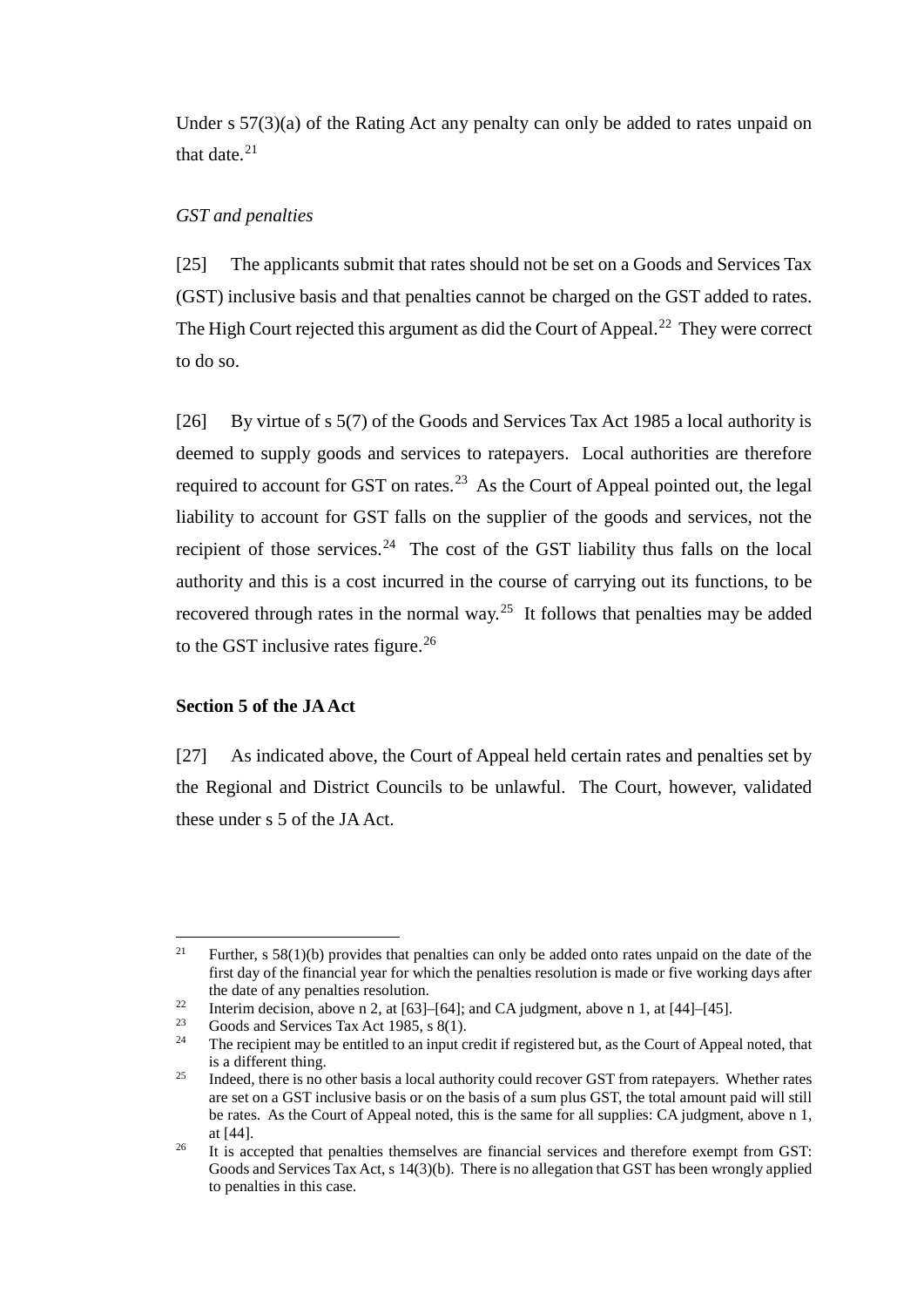Under s 57(3)(a) of the Rating Act any penalty can only be added to rates unpaid on that date.[21]

*GST and penalties*

[25] The applicants submit that rates should not be set on a Goods and Services Tax (GST) inclusive basis and that penalties cannot be charged on the GST added to rates. The High Court rejected this argument as did the Court of Appeal.[22] They were correct to do so.

[26] By virtue of s 5(7) of the Goods and Services Tax Act 1985 a local authority is deemed to supply goods and services to ratepayers. Local authorities are therefore required to account for GST on rates.[23] As the Court of Appeal pointed out, the legal liability to account for GST falls on the supplier of the goods and services, not the recipient of those services.[24] The cost of the GST liability thus falls on the local authority and this is a cost incurred in the course of carrying out its functions, to be recovered through rates in the normal way.[25] It follows that penalties may be added to the GST inclusive rates figure.[26]

**Section 5 of the JA Act**

[27] As indicated above, the Court of Appeal held certain rates and penalties set by the Regional and District Councils to be unlawful. The Court, however, validated these under s 5 of the JA Act.

---

[21] Further, s 58(1)(b) provides that penalties can only be added onto rates unpaid on the date of the first day of the financial year for which the penalties resolution is made or five working days after the date of any penalties resolution.

[22] Interim decision, above n 2, at [63]–[64]; and CA judgment, above n 1, at [44]–[45].

[23] Goods and Services Tax Act 1985, s 8(1).

[24] The recipient may be entitled to an input credit if registered but, as the Court of Appeal noted, that is a different thing.

[25] Indeed, there is no other basis a local authority could recover GST from ratepayers. Whether rates are set on a GST inclusive basis or on the basis of a sum plus GST, the total amount paid will still be rates. As the Court of Appeal noted, this is the same for all supplies: CA judgment, above n 1, at [44].

[26] It is accepted that penalties themselves are financial services and therefore exempt from GST: Goods and Services Tax Act, s 14(3)(b). There is no allegation that GST has been wrongly applied to penalties in this case.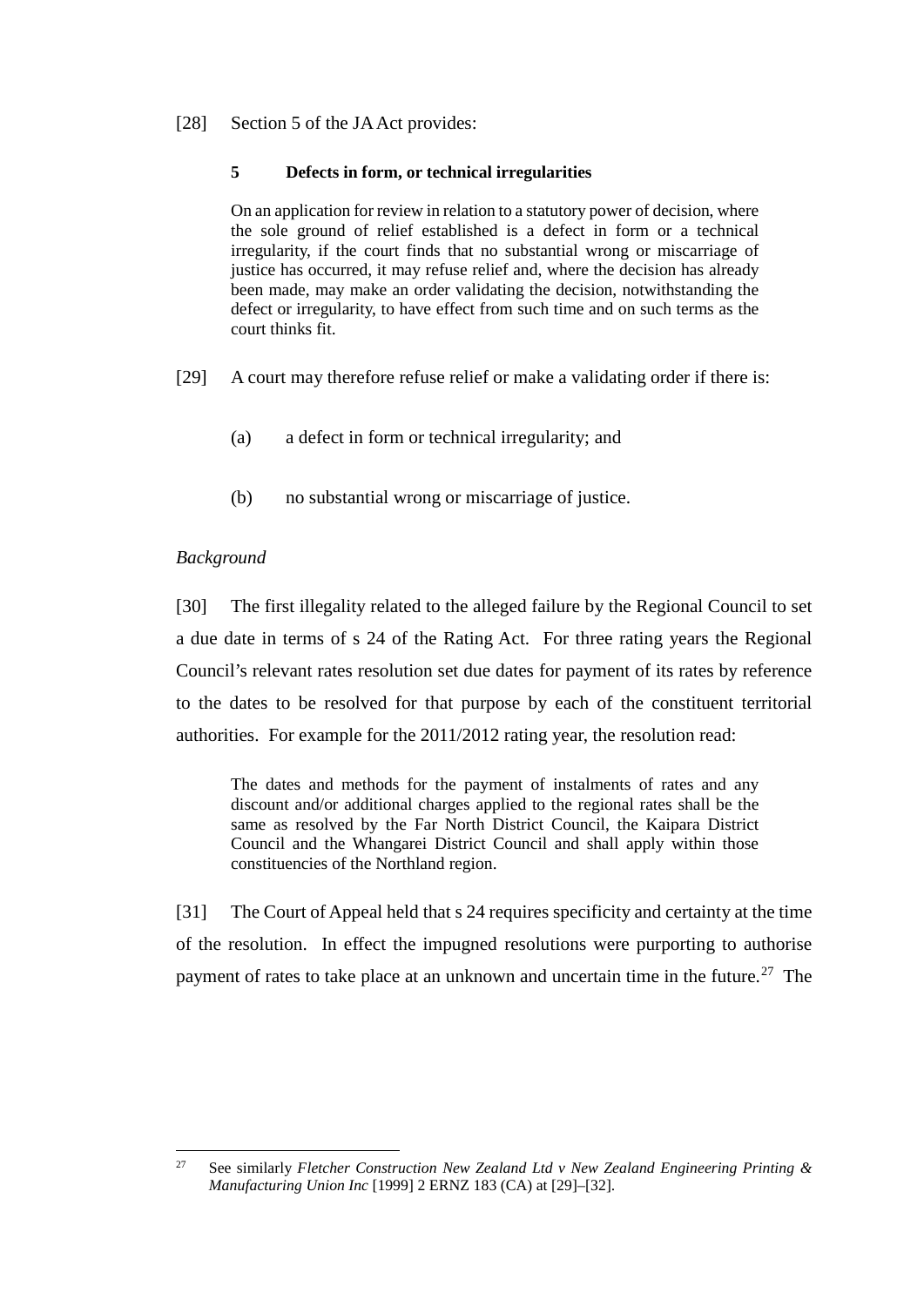[28] Section 5 of the JA Act provides:

> **5 Defects in form, or technical irregularities**
>
> On an application for review in relation to a statutory power of decision, where the sole ground of relief established is a defect in form or a technical irregularity, if the court finds that no substantial wrong or miscarriage of justice has occurred, it may refuse relief and, where the decision has already been made, may make an order validating the decision, notwithstanding the defect or irregularity, to have effect from such time and on such terms as the court thinks fit.

[29] A court may therefore refuse relief or make a validating order if there is:

(a) a defect in form or technical irregularity; and

(b) no substantial wrong or miscarriage of justice.

*Background*

[30] The first illegality related to the alleged failure by the Regional Council to set a due date in terms of s 24 of the Rating Act. For three rating years the Regional Council's relevant rates resolution set due dates for payment of its rates by reference to the dates to be resolved for that purpose by each of the constituent territorial authorities. For example for the 2011/2012 rating year, the resolution read:

> The dates and methods for the payment of instalments of rates and any discount and/or additional charges applied to the regional rates shall be the same as resolved by the Far North District Council, the Kaipara District Council and the Whangarei District Council and shall apply within those constituencies of the Northland region.

[31] The Court of Appeal held that s 24 requires specificity and certainty at the time of the resolution. In effect the impugned resolutions were purporting to authorise payment of rates to take place at an unknown and uncertain time in the future.[27] The

[27] See similarly *Fletcher Construction New Zealand Ltd v New Zealand Engineering Printing & Manufacturing Union Inc* [1999] 2 ERNZ 183 (CA) at [29]–[32].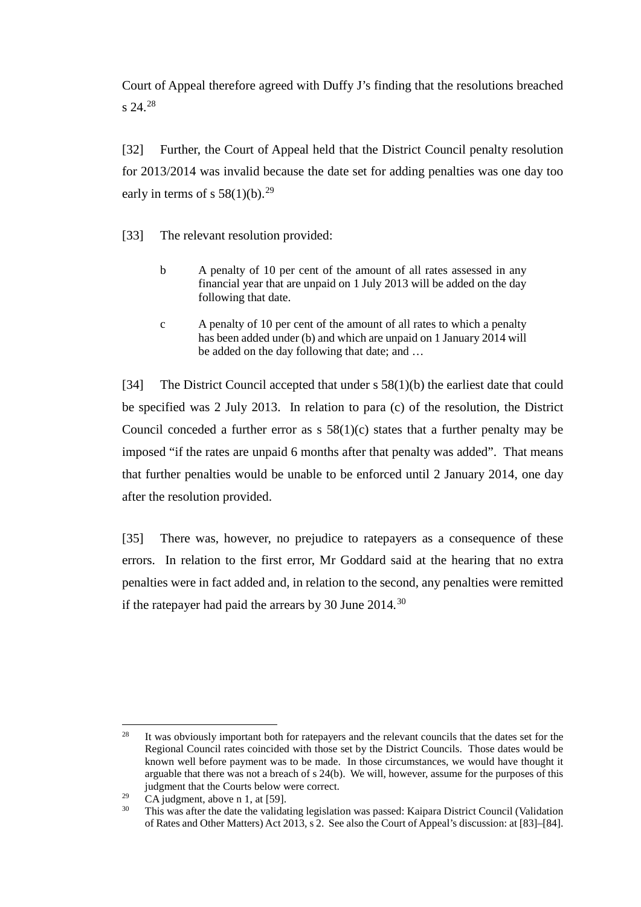Court of Appeal therefore agreed with Duffy J's finding that the resolutions breached s 24.[28]

[32] Further, the Court of Appeal held that the District Council penalty resolution for 2013/2014 was invalid because the date set for adding penalties was one day too early in terms of s 58(1)(b).[29]

[33] The relevant resolution provided:

> b A penalty of 10 per cent of the amount of all rates assessed in any financial year that are unpaid on 1 July 2013 will be added on the day following that date.
>
> c A penalty of 10 per cent of the amount of all rates to which a penalty has been added under (b) and which are unpaid on 1 January 2014 will be added on the day following that date; and …

[34] The District Council accepted that under s 58(1)(b) the earliest date that could be specified was 2 July 2013. In relation to para (c) of the resolution, the District Council conceded a further error as s 58(1)(c) states that a further penalty may be imposed "if the rates are unpaid 6 months after that penalty was added". That means that further penalties would be unable to be enforced until 2 January 2014, one day after the resolution provided.

[35] There was, however, no prejudice to ratepayers as a consequence of these errors. In relation to the first error, Mr Goddard said at the hearing that no extra penalties were in fact added and, in relation to the second, any penalties were remitted if the ratepayer had paid the arrears by 30 June 2014.[30]

---

[28] It was obviously important both for ratepayers and the relevant councils that the dates set for the Regional Council rates coincided with those set by the District Councils. Those dates would be known well before payment was to be made. In those circumstances, we would have thought it arguable that there was not a breach of s 24(b). We will, however, assume for the purposes of this judgment that the Courts below were correct.

[29] CA judgment, above n 1, at [59].

[30] This was after the date the validating legislation was passed: Kaipara District Council (Validation of Rates and Other Matters) Act 2013, s 2. See also the Court of Appeal's discussion: at [83]–[84].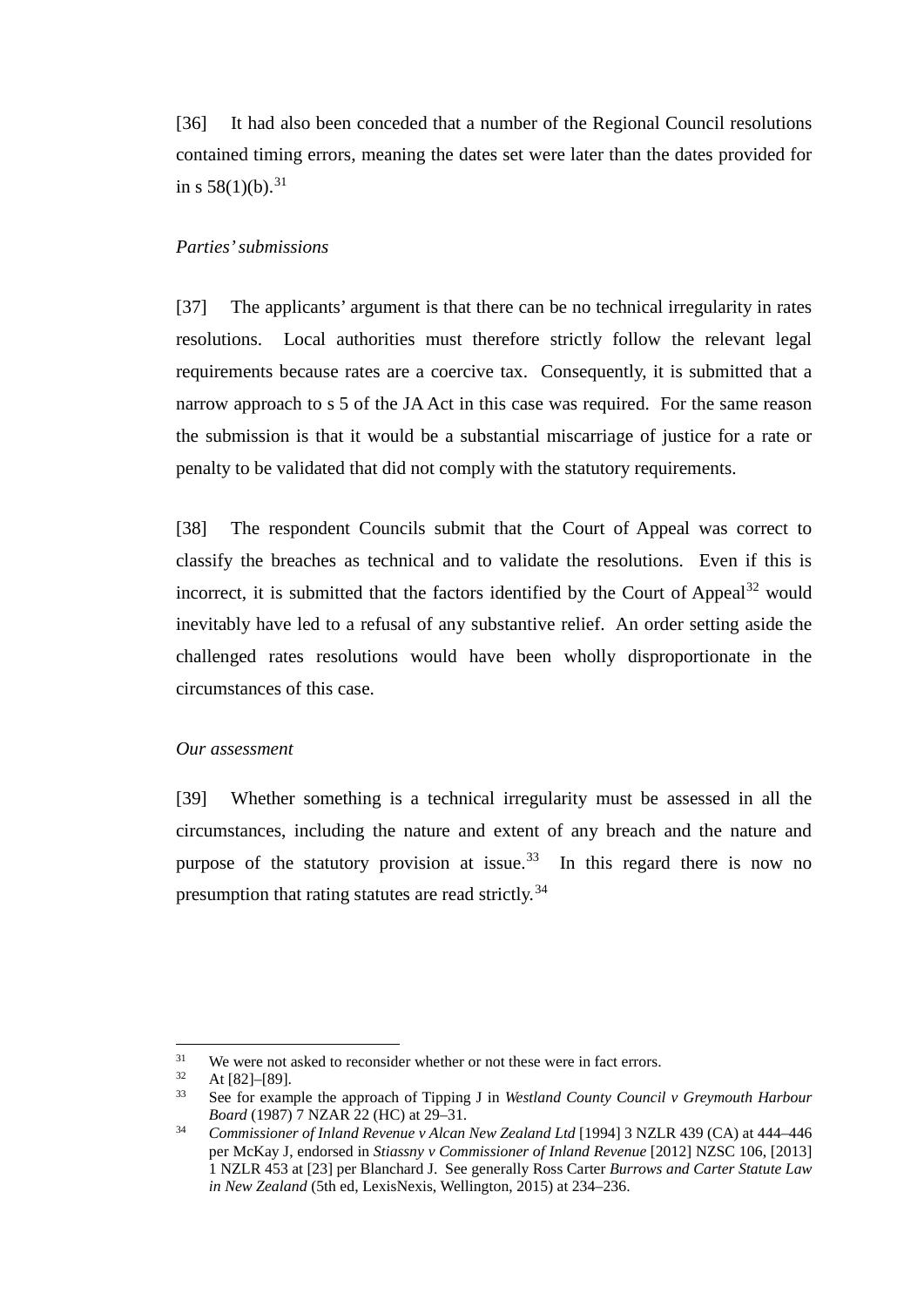[36] It had also been conceded that a number of the Regional Council resolutions contained timing errors, meaning the dates set were later than the dates provided for in s 58(1)(b).[31]

*Parties' submissions*

[37] The applicants' argument is that there can be no technical irregularity in rates resolutions. Local authorities must therefore strictly follow the relevant legal requirements because rates are a coercive tax. Consequently, it is submitted that a narrow approach to s 5 of the JA Act in this case was required. For the same reason the submission is that it would be a substantial miscarriage of justice for a rate or penalty to be validated that did not comply with the statutory requirements.

[38] The respondent Councils submit that the Court of Appeal was correct to classify the breaches as technical and to validate the resolutions. Even if this is incorrect, it is submitted that the factors identified by the Court of Appeal[32] would inevitably have led to a refusal of any substantive relief. An order setting aside the challenged rates resolutions would have been wholly disproportionate in the circumstances of this case.

*Our assessment*

[39] Whether something is a technical irregularity must be assessed in all the circumstances, including the nature and extent of any breach and the nature and purpose of the statutory provision at issue.[33] In this regard there is now no presumption that rating statutes are read strictly.[34]

---

[31] We were not asked to reconsider whether or not these were in fact errors.

[32] At [82]–[89].

[33] See for example the approach of Tipping J in *Westland County Council v Greymouth Harbour Board* (1987) 7 NZAR 22 (HC) at 29–31.

[34] *Commissioner of Inland Revenue v Alcan New Zealand Ltd* [1994] 3 NZLR 439 (CA) at 444–446 per McKay J, endorsed in *Stiassny v Commissioner of Inland Revenue* [2012] NZSC 106, [2013] 1 NZLR 453 at [23] per Blanchard J. See generally Ross Carter *Burrows and Carter Statute Law in New Zealand* (5th ed, LexisNexis, Wellington, 2015) at 234–236.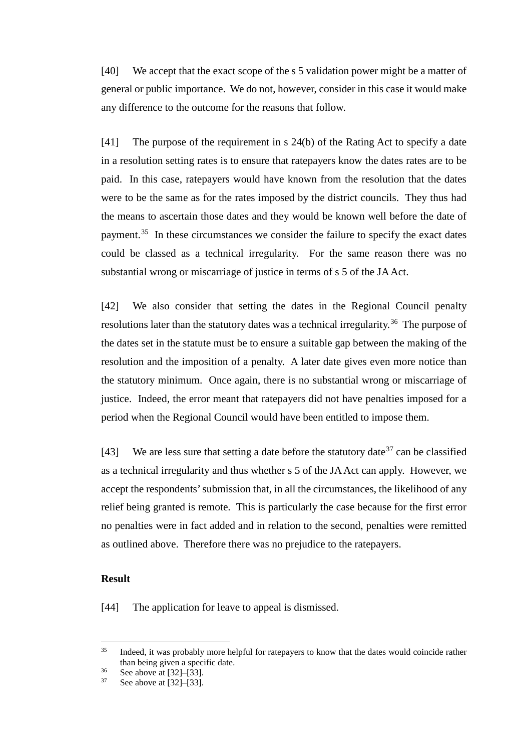[40] We accept that the exact scope of the s 5 validation power might be a matter of general or public importance. We do not, however, consider in this case it would make any difference to the outcome for the reasons that follow.

[41] The purpose of the requirement in s 24(b) of the Rating Act to specify a date in a resolution setting rates is to ensure that ratepayers know the dates rates are to be paid. In this case, ratepayers would have known from the resolution that the dates were to be the same as for the rates imposed by the district councils. They thus had the means to ascertain those dates and they would be known well before the date of payment.[35] In these circumstances we consider the failure to specify the exact dates could be classed as a technical irregularity. For the same reason there was no substantial wrong or miscarriage of justice in terms of s 5 of the JA Act.

[42] We also consider that setting the dates in the Regional Council penalty resolutions later than the statutory dates was a technical irregularity.[36] The purpose of the dates set in the statute must be to ensure a suitable gap between the making of the resolution and the imposition of a penalty. A later date gives even more notice than the statutory minimum. Once again, there is no substantial wrong or miscarriage of justice. Indeed, the error meant that ratepayers did not have penalties imposed for a period when the Regional Council would have been entitled to impose them.

[43] We are less sure that setting a date before the statutory date[37] can be classified as a technical irregularity and thus whether s 5 of the JA Act can apply. However, we accept the respondents' submission that, in all the circumstances, the likelihood of any relief being granted is remote. This is particularly the case because for the first error no penalties were in fact added and in relation to the second, penalties were remitted as outlined above. Therefore there was no prejudice to the ratepayers.

**Result**

[44] The application for leave to appeal is dismissed.

---

[35] Indeed, it was probably more helpful for ratepayers to know that the dates would coincide rather than being given a specific date.

[36] See above at [32]–[33].

[37] See above at [32]–[33].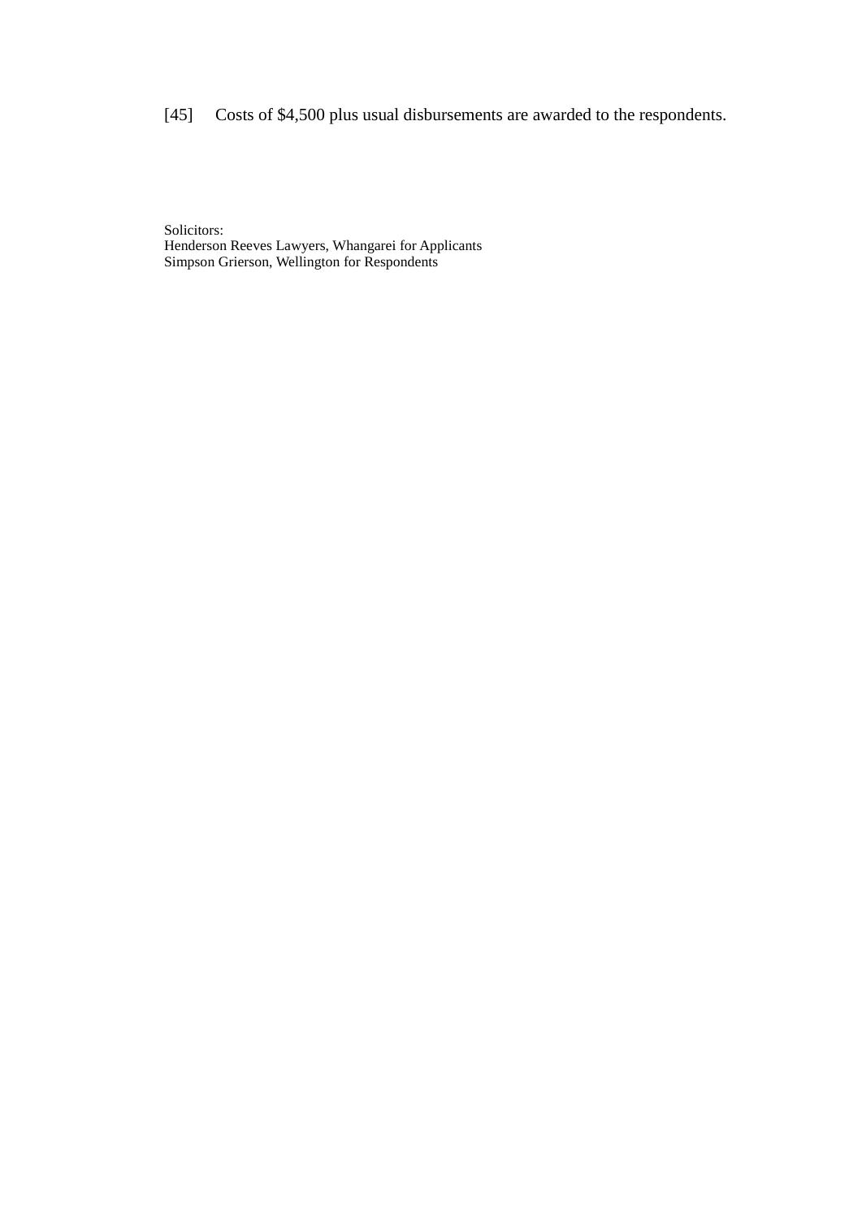[45] Costs of $4,500 plus usual disbursements are awarded to the respondents.

Solicitors:
Henderson Reeves Lawyers, Whangarei for Applicants
Simpson Grierson, Wellington for Respondents